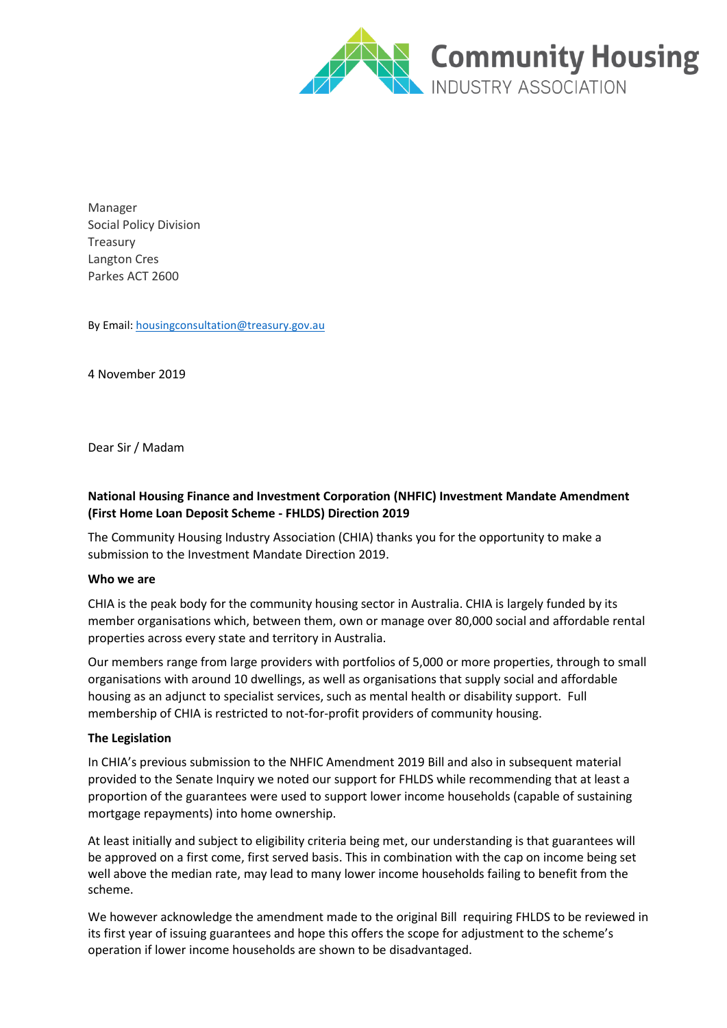Community Housing
INDUSTRY ASSOCIATION

Manager
Social Policy Division
Treasury
Langton Cres
Parkes ACT 2600

By Email: housingconsultation@treasury.gov.au

4 November 2019

Dear Sir / Madam

**National Housing Finance and Investment Corporation (NHFIC) Investment Mandate Amendment (First Home Loan Deposit Scheme - FHLDS) Direction 2019**

The Community Housing Industry Association (CHIA) thanks you for the opportunity to make a submission to the Investment Mandate Direction 2019.

**Who we are**

CHIA is the peak body for the community housing sector in Australia. CHIA is largely funded by its member organisations which, between them, own or manage over 80,000 social and affordable rental properties across every state and territory in Australia.

Our members range from large providers with portfolios of 5,000 or more properties, through to small organisations with around 10 dwellings, as well as organisations that supply social and affordable housing as an adjunct to specialist services, such as mental health or disability support. Full membership of CHIA is restricted to not-for-profit providers of community housing.

**The Legislation**

In CHIA's previous submission to the NHFIC Amendment 2019 Bill and also in subsequent material provided to the Senate Inquiry we noted our support for FHLDS while recommending that at least a proportion of the guarantees were used to support lower income households (capable of sustaining mortgage repayments) into home ownership.

At least initially and subject to eligibility criteria being met, our understanding is that guarantees will be approved on a first come, first served basis. This in combination with the cap on income being set well above the median rate, may lead to many lower income households failing to benefit from the scheme.

We however acknowledge the amendment made to the original Bill requiring FHLDS to be reviewed in its first year of issuing guarantees and hope this offers the scope for adjustment to the scheme's operation if lower income households are shown to be disadvantaged.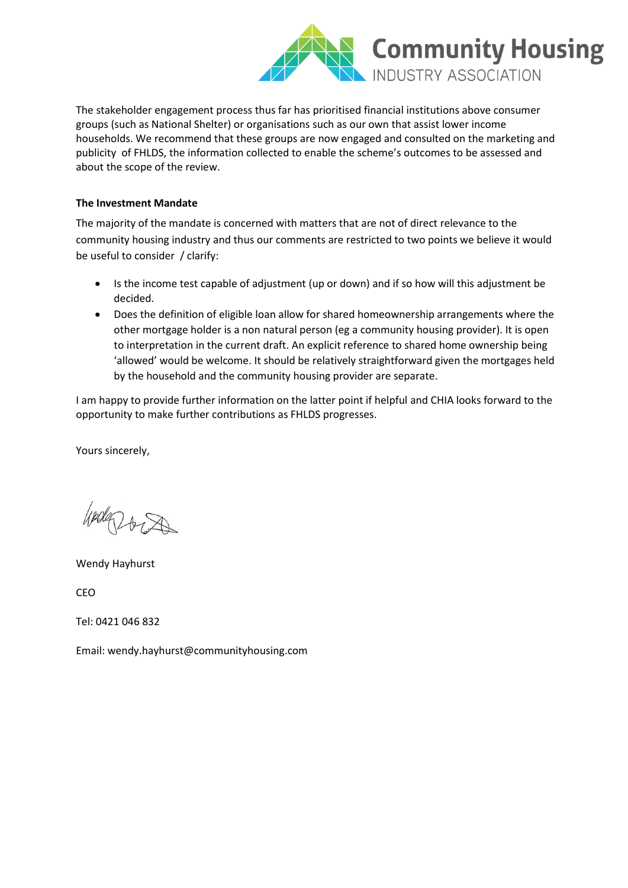The stakeholder engagement process thus far has prioritised financial institutions above consumer groups (such as National Shelter) or organisations such as our own that assist lower income households. We recommend that these groups are now engaged and consulted on the marketing and publicity of FHLDS, the information collected to enable the scheme's outcomes to be assessed and about the scope of the review.

**The Investment Mandate**

The majority of the mandate is concerned with matters that are not of direct relevance to the community housing industry and thus our comments are restricted to two points we believe it would be useful to consider / clarify:

- Is the income test capable of adjustment (up or down) and if so how will this adjustment be decided.
- Does the definition of eligible loan allow for shared homeownership arrangements where the other mortgage holder is a non natural person (eg a community housing provider). It is open to interpretation in the current draft. An explicit reference to shared home ownership being 'allowed' would be welcome. It should be relatively straightforward given the mortgages held by the household and the community housing provider are separate.

I am happy to provide further information on the latter point if helpful and CHIA looks forward to the opportunity to make further contributions as FHLDS progresses.

Yours sincerely,

Wendy Hayhurst

CEO

Tel: 0421 046 832

Email: wendy.hayhurst@communityhousing.com